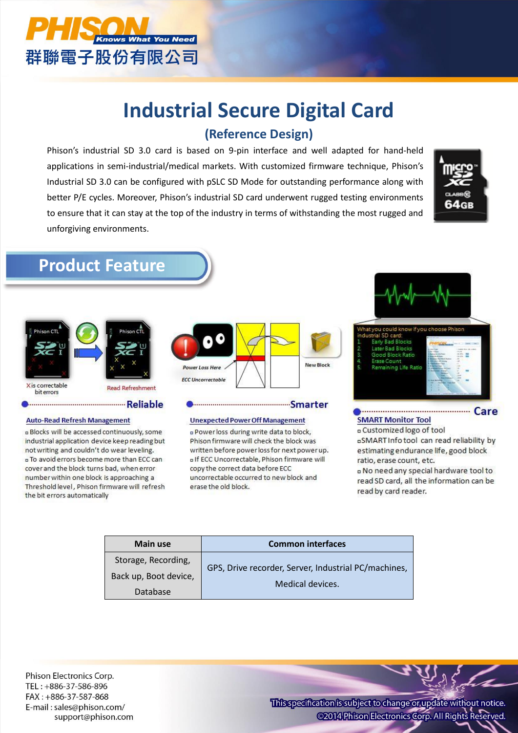PHISON Knows What You Need
群聯電子股份有限公司

# Industrial Secure Digital Card

## (Reference Design)

Phison's industrial SD 3.0 card is based on 9-pin interface and well adapted for hand-held applications in semi-industrial/medical markets. With customized firmware technique, Phison's Industrial SD 3.0 can be configured with pSLC SD Mode for outstanding performance along with better P/E cycles. Moreover, Phison's industrial SD card underwent rugged testing environments to ensure that it can stay at the top of the industry in terms of withstanding the most rugged and unforgiving environments.

## Product Feature

X is correctable bit errors

Read Refreshment

Power Loss Here

ECC Uncorrectable

New Block

What you could know if you choose Phison industrial SD card:

1. Early Bad Blocks
2. Later Bad Blocks
3. Good Block Ratio
4. Erase Count
5. Remaining Life Ratio

### Reliable

**Auto-Read Refresh Management**

- Blocks will be accessed continuously, some industrial application device keep reading but not writing and couldn't do wear leveling.
- To avoid errors become more than ECC can cover and the block turns bad, when error number within one block is approaching a Threshold level, Phison firmware will refresh the bit errors automatically

### Smarter

**Unexpected Power Off Management**

- Power loss during write data to block, Phison firmware will check the block was written before power loss for next power up.
- If ECC Uncorrectable, Phison firmware will copy the correct data before ECC uncorrectable occurred to new block and erase the old block.

### Care

**SMART Monitor Tool**

- Customized logo of tool
- SMART Info tool can read reliability by estimating endurance life, good block ratio, erase count, etc.
- No need any special hardware tool to read SD card, all the information can be read by card reader.

| Main use | Common interfaces |
|---|---|
| Storage, Recording, Back up, Boot device, Database | GPS, Drive recorder, Server, Industrial PC/machines, Medical devices. |

Phison Electronics Corp.
TEL : +886-37-586-896
FAX : +886-37-587-868
E-mail : sales@phison.com/
support@phison.com

This specification is subject to change or update without notice.
©2014 Phison Electronics Corp. All Rights Reserved.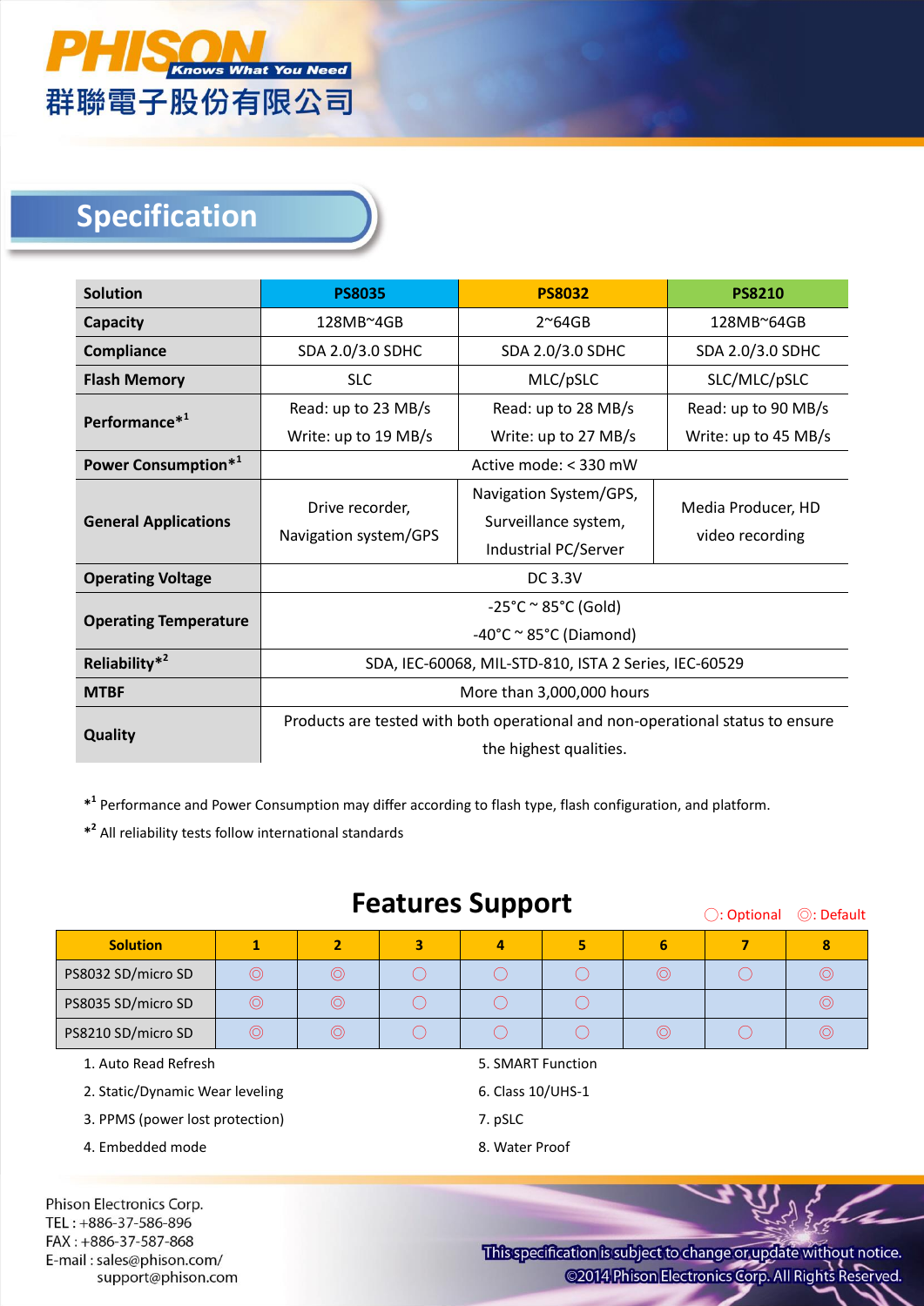PHISON Knows What You Need
群聯電子股份有限公司

## Specification

| Solution | PS8035 | PS8032 | PS8210 |
|---|---|---|---|
| **Capacity** | 128MB~4GB | 2~64GB | 128MB~64GB |
| **Compliance** | SDA 2.0/3.0 SDHC | SDA 2.0/3.0 SDHC | SDA 2.0/3.0 SDHC |
| **Flash Memory** | SLC | MLC/pSLC | SLC/MLC/pSLC |
| **Performance*[1]** | Read: up to 23 MB/s Write: up to 19 MB/s | Read: up to 28 MB/s Write: up to 27 MB/s | Read: up to 90 MB/s Write: up to 45 MB/s |
| **Power Consumption*[1]** | Active mode: < 330 mW | | |
| **General Applications** | Drive recorder, Navigation system/GPS | Navigation System/GPS, Surveillance system, Industrial PC/Server | Media Producer, HD video recording |
| **Operating Voltage** | DC 3.3V | | |
| **Operating Temperature** | -25°C ~ 85°C (Gold) -40°C ~ 85°C (Diamond) | | |
| **Reliability*[2]** | SDA, IEC-60068, MIL-STD-810, ISTA 2 Series, IEC-60529 | | |
| **MTBF** | More than 3,000,000 hours | | |
| **Quality** | Products are tested with both operational and non-operational status to ensure the highest qualities. | | |

*[1] Performance and Power Consumption may differ according to flash type, flash configuration, and platform.

*[2] All reliability tests follow international standards

## Features Support

○: Optional ◎: Default

| Solution | 1 | 2 | 3 | 4 | 5 | 6 | 7 | 8 |
|---|---|---|---|---|---|---|---|---|
| PS8032 SD/micro SD | ◎ | ◎ | ○ | ○ | ○ | ◎ | ○ | ◎ |
| PS8035 SD/micro SD | ◎ | ◎ | ○ | ○ | ○ | | | ◎ |
| PS8210 SD/micro SD | ◎ | ◎ | ○ | ○ | ○ | ◎ | ○ | ◎ |

1. Auto Read Refresh
2. Static/Dynamic Wear leveling
3. PPMS (power lost protection)
4. Embedded mode
5. SMART Function
6. Class 10/UHS-1
7. pSLC
8. Water Proof

Phison Electronics Corp.
TEL : +886-37-586-896
FAX : +886-37-587-868
E-mail : sales@phison.com/
support@phison.com

This specification is subject to change or update without notice.
©2014 Phison Electronics Corp. All Rights Reserved.